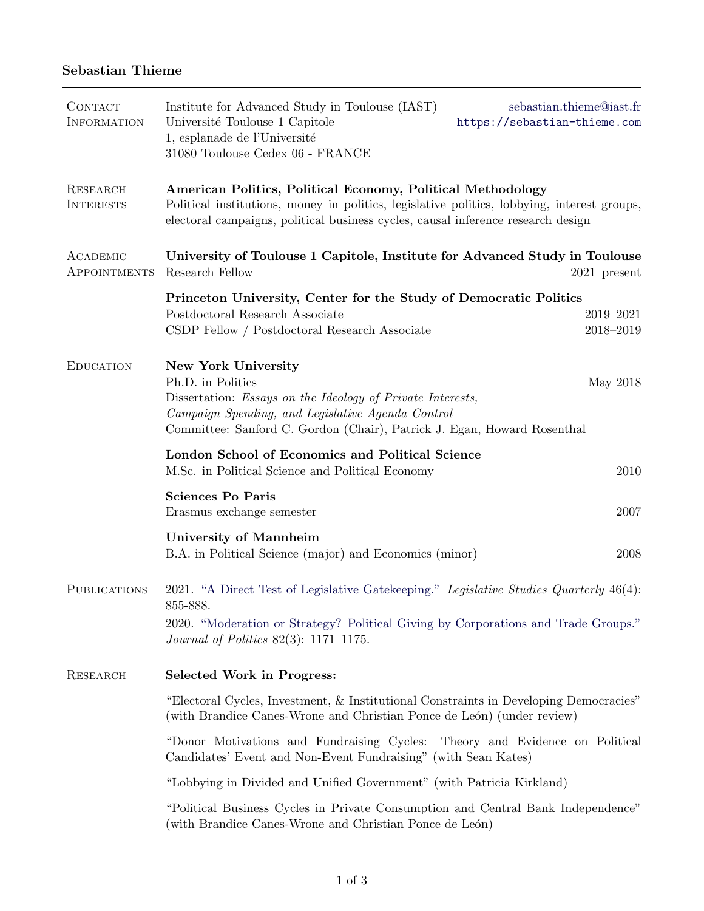# Sebastian Thieme

## Contact Information

Institute for Advanced Study in Toulouse (IAST)
Université Toulouse 1 Capitole
1, esplanade de l'Université
31080 Toulouse Cedex 06 - FRANCE

sebastian.thieme@iast.fr
https://sebastian-thieme.com

## Research Interests

**American Politics, Political Economy, Political Methodology**
Political institutions, money in politics, legislative politics, lobbying, interest groups, electoral campaigns, political business cycles, causal inference research design

## Academic Appointments

**University of Toulouse 1 Capitole, Institute for Advanced Study in Toulouse**
Research Fellow — 2021–present

**Princeton University, Center for the Study of Democratic Politics**
Postdoctoral Research Associate — 2019–2021
CSDP Fellow / Postdoctoral Research Associate — 2018–2019

## Education

**New York University**
Ph.D. in Politics — May 2018
Dissertation: *Essays on the Ideology of Private Interests, Campaign Spending, and Legislative Agenda Control*
Committee: Sanford C. Gordon (Chair), Patrick J. Egan, Howard Rosenthal

**London School of Economics and Political Science**
M.Sc. in Political Science and Political Economy — 2010

**Sciences Po Paris**
Erasmus exchange semester — 2007

**University of Mannheim**
B.A. in Political Science (major) and Economics (minor) — 2008

## Publications

2021. "A Direct Test of Legislative Gatekeeping." *Legislative Studies Quarterly* 46(4): 855-888.

2020. "Moderation or Strategy? Political Giving by Corporations and Trade Groups." *Journal of Politics* 82(3): 1171–1175.

## Research

**Selected Work in Progress:**

"Electoral Cycles, Investment, & Institutional Constraints in Developing Democracies" (with Brandice Canes-Wrone and Christian Ponce de León) (under review)

"Donor Motivations and Fundraising Cycles: Theory and Evidence on Political Candidates' Event and Non-Event Fundraising" (with Sean Kates)

"Lobbying in Divided and Unified Government" (with Patricia Kirkland)

"Political Business Cycles in Private Consumption and Central Bank Independence" (with Brandice Canes-Wrone and Christian Ponce de León)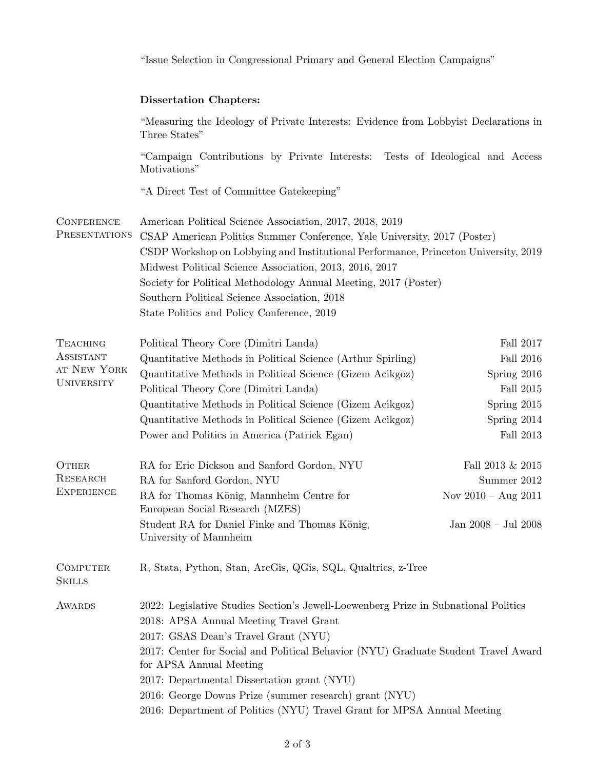"Issue Selection in Congressional Primary and General Election Campaigns"

**Dissertation Chapters:**

"Measuring the Ideology of Private Interests: Evidence from Lobbyist Declarations in Three States"

"Campaign Contributions by Private Interests: Tests of Ideological and Access Motivations"

"A Direct Test of Committee Gatekeeping"

## Conference Presentations

American Political Science Association, 2017, 2018, 2019
CSAP American Politics Summer Conference, Yale University, 2017 (Poster)
CSDP Workshop on Lobbying and Institutional Performance, Princeton University, 2019
Midwest Political Science Association, 2013, 2016, 2017
Society for Political Methodology Annual Meeting, 2017 (Poster)
Southern Political Science Association, 2018
State Politics and Policy Conference, 2019

## Teaching Assistant at New York University

| | |
|---|---|
| Political Theory Core (Dimitri Landa) | Fall 2017 |
| Quantitative Methods in Political Science (Arthur Spirling) | Fall 2016 |
| Quantitative Methods in Political Science (Gizem Acikgoz) | Spring 2016 |
| Political Theory Core (Dimitri Landa) | Fall 2015 |
| Quantitative Methods in Political Science (Gizem Acikgoz) | Spring 2015 |
| Quantitative Methods in Political Science (Gizem Acikgoz) | Spring 2014 |
| Power and Politics in America (Patrick Egan) | Fall 2013 |

## Other Research Experience

| | |
|---|---|
| RA for Eric Dickson and Sanford Gordon, NYU | Fall 2013 & 2015 |
| RA for Sanford Gordon, NYU | Summer 2012 |
| RA for Thomas König, Mannheim Centre for European Social Research (MZES) | Nov 2010 – Aug 2011 |
| Student RA for Daniel Finke and Thomas König, University of Mannheim | Jan 2008 – Jul 2008 |

## Computer Skills

R, Stata, Python, Stan, ArcGis, QGis, SQL, Qualtrics, z-Tree

## Awards

2022: Legislative Studies Section's Jewell-Loewenberg Prize in Subnational Politics
2018: APSA Annual Meeting Travel Grant
2017: GSAS Dean's Travel Grant (NYU)
2017: Center for Social and Political Behavior (NYU) Graduate Student Travel Award for APSA Annual Meeting
2017: Departmental Dissertation grant (NYU)
2016: George Downs Prize (summer research) grant (NYU)
2016: Department of Politics (NYU) Travel Grant for MPSA Annual Meeting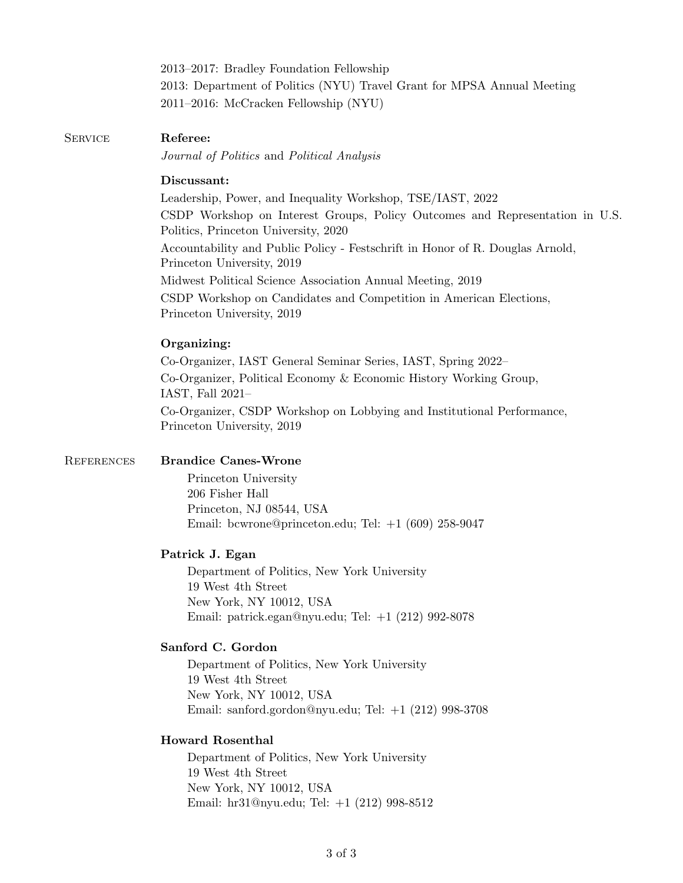2013–2017: Bradley Foundation Fellowship
2013: Department of Politics (NYU) Travel Grant for MPSA Annual Meeting
2011–2016: McCracken Fellowship (NYU)

## Service

**Referee:**

*Journal of Politics* and *Political Analysis*

**Discussant:**

Leadership, Power, and Inequality Workshop, TSE/IAST, 2022
CSDP Workshop on Interest Groups, Policy Outcomes and Representation in U.S. Politics, Princeton University, 2020
Accountability and Public Policy - Festschrift in Honor of R. Douglas Arnold, Princeton University, 2019
Midwest Political Science Association Annual Meeting, 2019
CSDP Workshop on Candidates and Competition in American Elections, Princeton University, 2019

**Organizing:**

Co-Organizer, IAST General Seminar Series, IAST, Spring 2022–
Co-Organizer, Political Economy & Economic History Working Group, IAST, Fall 2021–
Co-Organizer, CSDP Workshop on Lobbying and Institutional Performance, Princeton University, 2019

## References

**Brandice Canes-Wrone**
Princeton University
206 Fisher Hall
Princeton, NJ 08544, USA
Email: bcwrone@princeton.edu; Tel: +1 (609) 258-9047

**Patrick J. Egan**
Department of Politics, New York University
19 West 4th Street
New York, NY 10012, USA
Email: patrick.egan@nyu.edu; Tel: +1 (212) 992-8078

**Sanford C. Gordon**
Department of Politics, New York University
19 West 4th Street
New York, NY 10012, USA
Email: sanford.gordon@nyu.edu; Tel: +1 (212) 998-3708

**Howard Rosenthal**
Department of Politics, New York University
19 West 4th Street
New York, NY 10012, USA
Email: hr31@nyu.edu; Tel: +1 (212) 998-8512